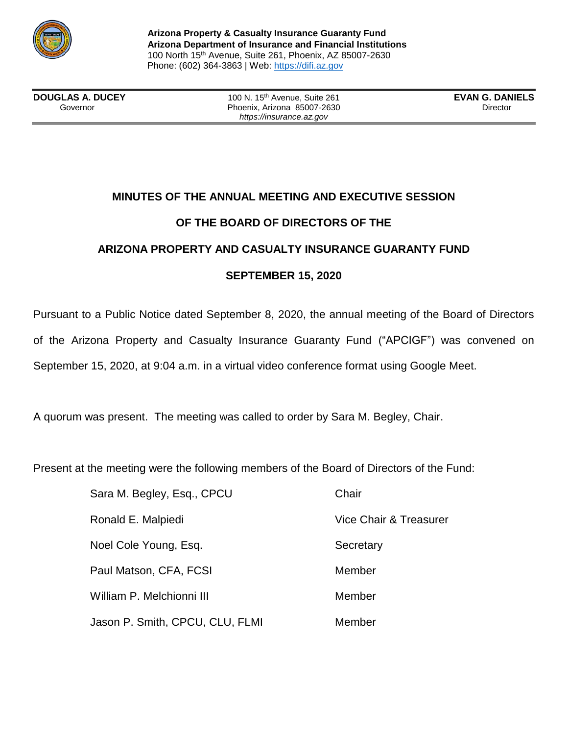**Arizona Property & Casualty Insurance Guaranty Fund**
**Arizona Department of Insurance and Financial Institutions**
100 North 15th Avenue, Suite 261, Phoenix, AZ 85007-2630
Phone: (602) 364-3863 | Web: https://difi.az.gov

| **DOUGLAS A. DUCEY** Governor | 100 N. 15th Avenue, Suite 261 Phoenix, Arizona 85007-2630 *https://insurance.az.gov* | **EVAN G. DANIELS** Director |
|---|---|---|

## MINUTES OF THE ANNUAL MEETING AND EXECUTIVE SESSION

## OF THE BOARD OF DIRECTORS OF THE

## ARIZONA PROPERTY AND CASUALTY INSURANCE GUARANTY FUND

## SEPTEMBER 15, 2020

Pursuant to a Public Notice dated September 8, 2020, the annual meeting of the Board of Directors of the Arizona Property and Casualty Insurance Guaranty Fund ("APCIGF") was convened on September 15, 2020, at 9:04 a.m. in a virtual video conference format using Google Meet.

A quorum was present. The meeting was called to order by Sara M. Begley, Chair.

Present at the meeting were the following members of the Board of Directors of the Fund:

| | |
|---|---|
| Sara M. Begley, Esq., CPCU | Chair |
| Ronald E. Malpiedi | Vice Chair & Treasurer |
| Noel Cole Young, Esq. | Secretary |
| Paul Matson, CFA, FCSI | Member |
| William P. Melchionni III | Member |
| Jason P. Smith, CPCU, CLU, FLMI | Member |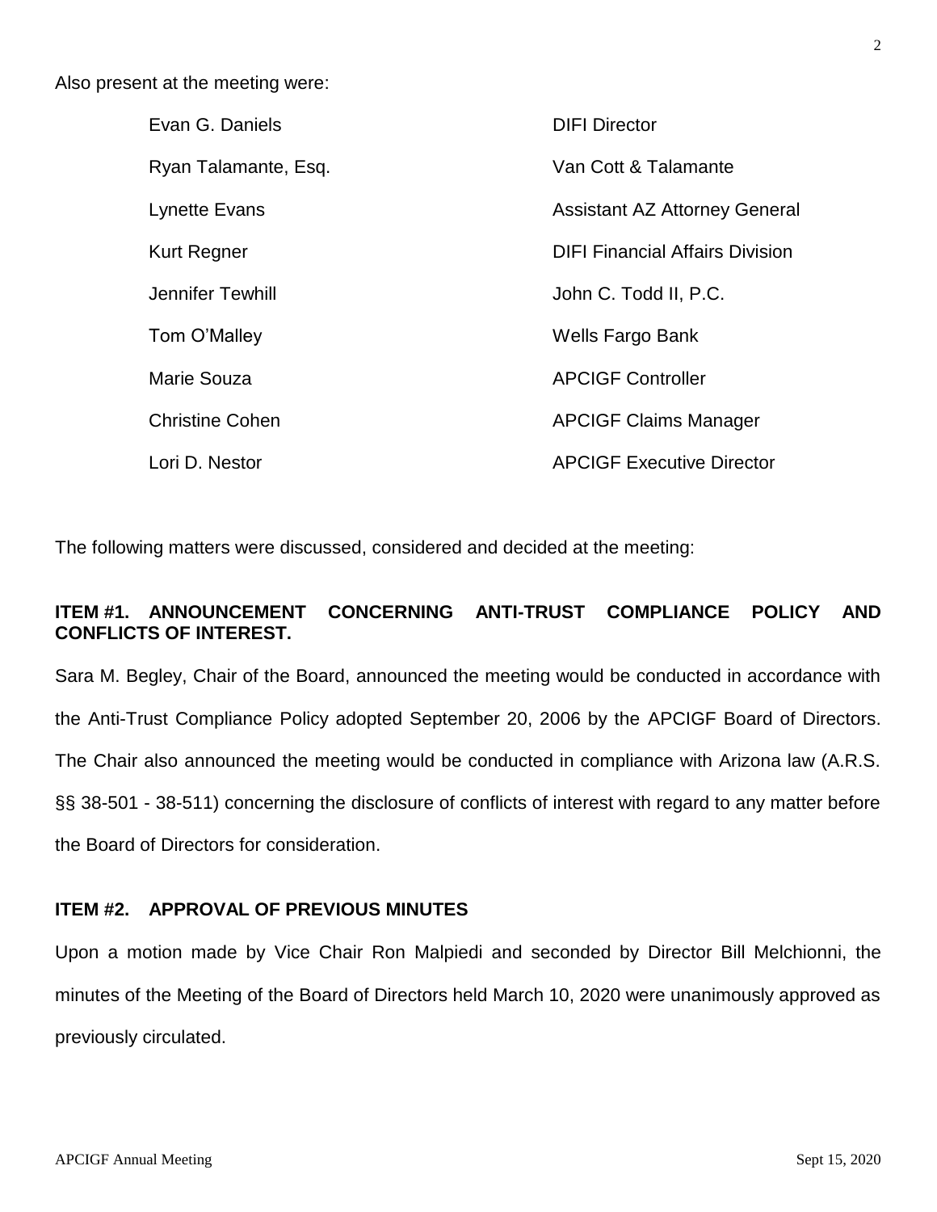Also present at the meeting were:

| | |
|---|---|
| Evan G. Daniels | DIFI Director |
| Ryan Talamante, Esq. | Van Cott & Talamante |
| Lynette Evans | Assistant AZ Attorney General |
| Kurt Regner | DIFI Financial Affairs Division |
| Jennifer Tewhill | John C. Todd II, P.C. |
| Tom O'Malley | Wells Fargo Bank |
| Marie Souza | APCIGF Controller |
| Christine Cohen | APCIGF Claims Manager |
| Lori D. Nestor | APCIGF Executive Director |

The following matters were discussed, considered and decided at the meeting:

**ITEM #1. ANNOUNCEMENT CONCERNING ANTI-TRUST COMPLIANCE POLICY AND CONFLICTS OF INTEREST.**

Sara M. Begley, Chair of the Board, announced the meeting would be conducted in accordance with the Anti-Trust Compliance Policy adopted September 20, 2006 by the APCIGF Board of Directors. The Chair also announced the meeting would be conducted in compliance with Arizona law (A.R.S. §§ 38-501 - 38-511) concerning the disclosure of conflicts of interest with regard to any matter before the Board of Directors for consideration.

**ITEM #2. APPROVAL OF PREVIOUS MINUTES**

Upon a motion made by Vice Chair Ron Malpiedi and seconded by Director Bill Melchionni, the minutes of the Meeting of the Board of Directors held March 10, 2020 were unanimously approved as previously circulated.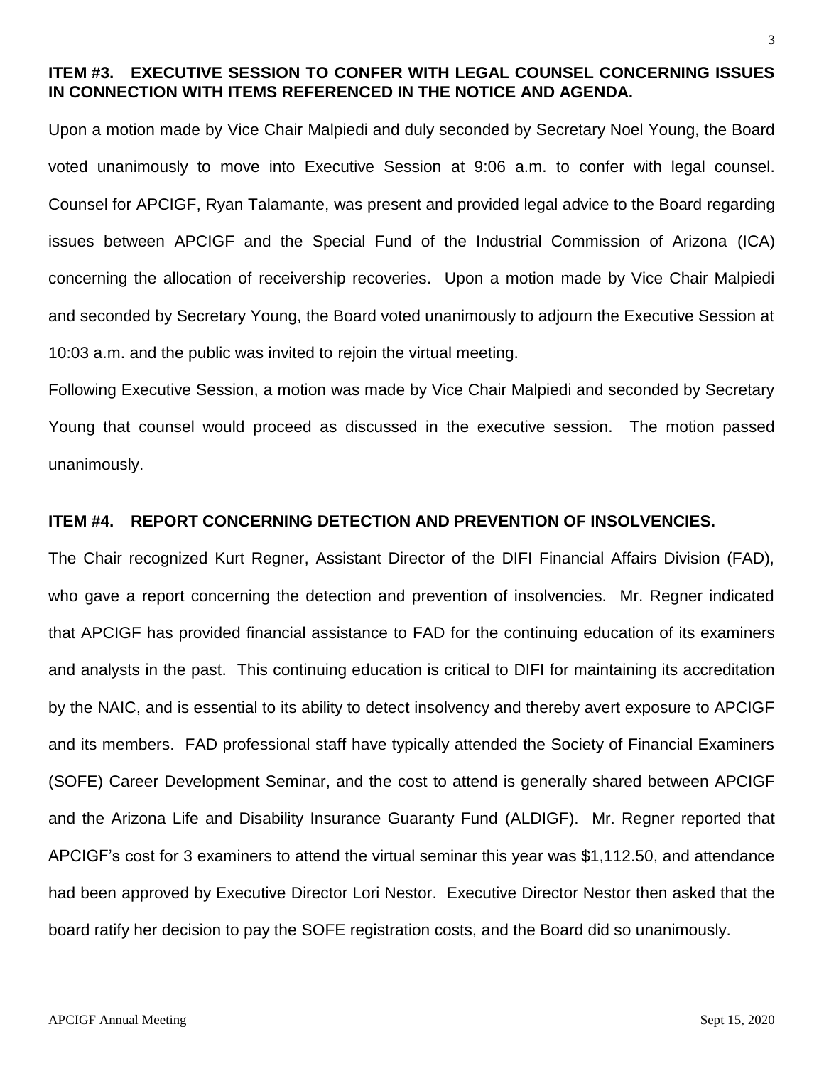**ITEM #3. EXECUTIVE SESSION TO CONFER WITH LEGAL COUNSEL CONCERNING ISSUES IN CONNECTION WITH ITEMS REFERENCED IN THE NOTICE AND AGENDA.**

Upon a motion made by Vice Chair Malpiedi and duly seconded by Secretary Noel Young, the Board voted unanimously to move into Executive Session at 9:06 a.m. to confer with legal counsel. Counsel for APCIGF, Ryan Talamante, was present and provided legal advice to the Board regarding issues between APCIGF and the Special Fund of the Industrial Commission of Arizona (ICA) concerning the allocation of receivership recoveries. Upon a motion made by Vice Chair Malpiedi and seconded by Secretary Young, the Board voted unanimously to adjourn the Executive Session at 10:03 a.m. and the public was invited to rejoin the virtual meeting.

Following Executive Session, a motion was made by Vice Chair Malpiedi and seconded by Secretary Young that counsel would proceed as discussed in the executive session. The motion passed unanimously.

**ITEM #4. REPORT CONCERNING DETECTION AND PREVENTION OF INSOLVENCIES.**

The Chair recognized Kurt Regner, Assistant Director of the DIFI Financial Affairs Division (FAD), who gave a report concerning the detection and prevention of insolvencies. Mr. Regner indicated that APCIGF has provided financial assistance to FAD for the continuing education of its examiners and analysts in the past. This continuing education is critical to DIFI for maintaining its accreditation by the NAIC, and is essential to its ability to detect insolvency and thereby avert exposure to APCIGF and its members. FAD professional staff have typically attended the Society of Financial Examiners (SOFE) Career Development Seminar, and the cost to attend is generally shared between APCIGF and the Arizona Life and Disability Insurance Guaranty Fund (ALDIGF). Mr. Regner reported that APCIGF's cost for 3 examiners to attend the virtual seminar this year was $1,112.50, and attendance had been approved by Executive Director Lori Nestor. Executive Director Nestor then asked that the board ratify her decision to pay the SOFE registration costs, and the Board did so unanimously.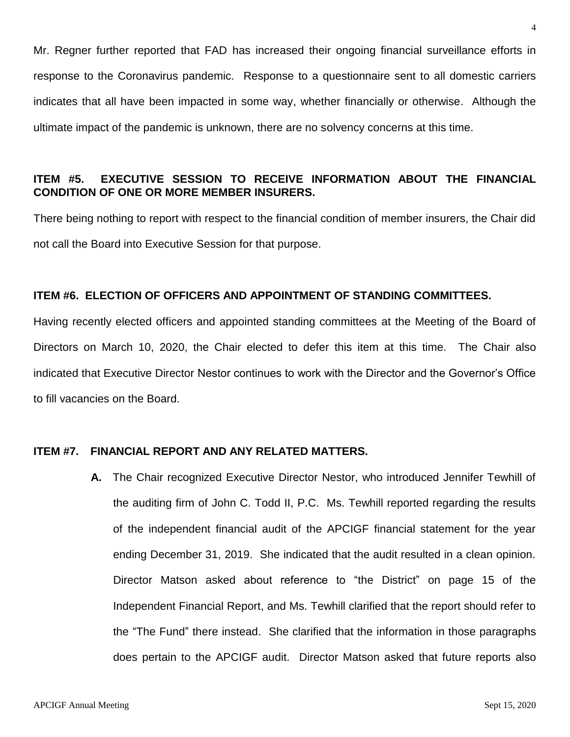Mr. Regner further reported that FAD has increased their ongoing financial surveillance efforts in response to the Coronavirus pandemic. Response to a questionnaire sent to all domestic carriers indicates that all have been impacted in some way, whether financially or otherwise. Although the ultimate impact of the pandemic is unknown, there are no solvency concerns at this time.

**ITEM #5. EXECUTIVE SESSION TO RECEIVE INFORMATION ABOUT THE FINANCIAL CONDITION OF ONE OR MORE MEMBER INSURERS.**

There being nothing to report with respect to the financial condition of member insurers, the Chair did not call the Board into Executive Session for that purpose.

**ITEM #6. ELECTION OF OFFICERS AND APPOINTMENT OF STANDING COMMITTEES.**

Having recently elected officers and appointed standing committees at the Meeting of the Board of Directors on March 10, 2020, the Chair elected to defer this item at this time. The Chair also indicated that Executive Director Nestor continues to work with the Director and the Governor's Office to fill vacancies on the Board.

**ITEM #7. FINANCIAL REPORT AND ANY RELATED MATTERS.**

**A.** The Chair recognized Executive Director Nestor, who introduced Jennifer Tewhill of the auditing firm of John C. Todd II, P.C. Ms. Tewhill reported regarding the results of the independent financial audit of the APCIGF financial statement for the year ending December 31, 2019. She indicated that the audit resulted in a clean opinion. Director Matson asked about reference to "the District" on page 15 of the Independent Financial Report, and Ms. Tewhill clarified that the report should refer to the "The Fund" there instead. She clarified that the information in those paragraphs does pertain to the APCIGF audit. Director Matson asked that future reports also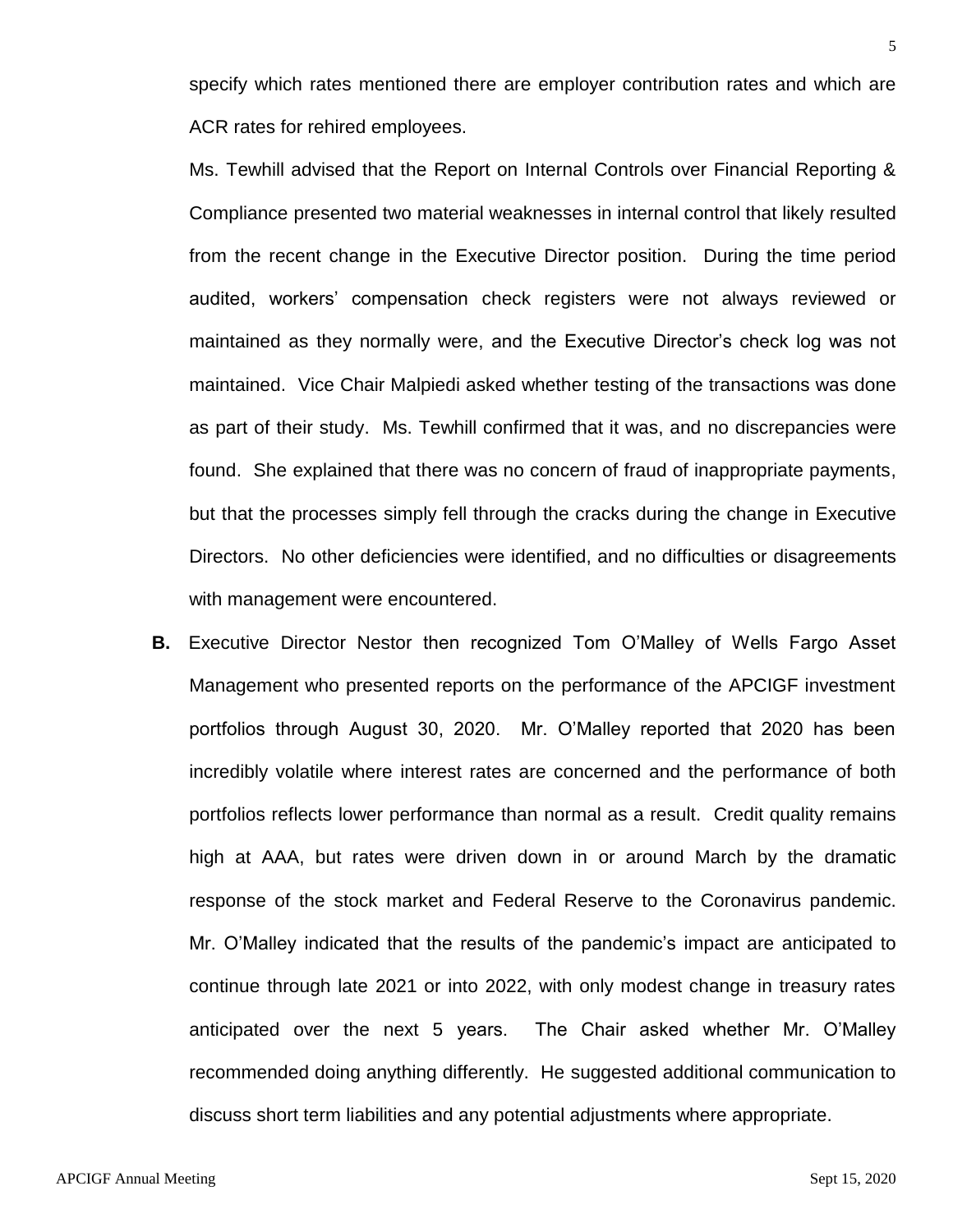specify which rates mentioned there are employer contribution rates and which are ACR rates for rehired employees.

Ms. Tewhill advised that the Report on Internal Controls over Financial Reporting & Compliance presented two material weaknesses in internal control that likely resulted from the recent change in the Executive Director position. During the time period audited, workers' compensation check registers were not always reviewed or maintained as they normally were, and the Executive Director's check log was not maintained. Vice Chair Malpiedi asked whether testing of the transactions was done as part of their study. Ms. Tewhill confirmed that it was, and no discrepancies were found. She explained that there was no concern of fraud of inappropriate payments, but that the processes simply fell through the cracks during the change in Executive Directors. No other deficiencies were identified, and no difficulties or disagreements with management were encountered.

**B.** Executive Director Nestor then recognized Tom O'Malley of Wells Fargo Asset Management who presented reports on the performance of the APCIGF investment portfolios through August 30, 2020. Mr. O'Malley reported that 2020 has been incredibly volatile where interest rates are concerned and the performance of both portfolios reflects lower performance than normal as a result. Credit quality remains high at AAA, but rates were driven down in or around March by the dramatic response of the stock market and Federal Reserve to the Coronavirus pandemic. Mr. O'Malley indicated that the results of the pandemic's impact are anticipated to continue through late 2021 or into 2022, with only modest change in treasury rates anticipated over the next 5 years. The Chair asked whether Mr. O'Malley recommended doing anything differently. He suggested additional communication to discuss short term liabilities and any potential adjustments where appropriate.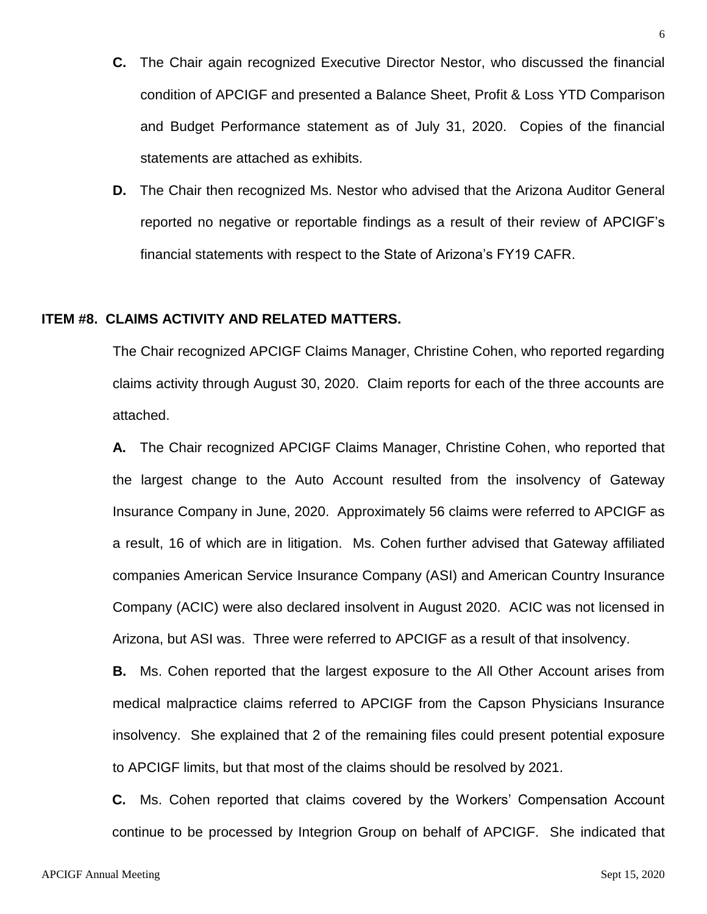**C.** The Chair again recognized Executive Director Nestor, who discussed the financial condition of APCIGF and presented a Balance Sheet, Profit & Loss YTD Comparison and Budget Performance statement as of July 31, 2020. Copies of the financial statements are attached as exhibits.

**D.** The Chair then recognized Ms. Nestor who advised that the Arizona Auditor General reported no negative or reportable findings as a result of their review of APCIGF's financial statements with respect to the State of Arizona's FY19 CAFR.

## ITEM #8. CLAIMS ACTIVITY AND RELATED MATTERS.

The Chair recognized APCIGF Claims Manager, Christine Cohen, who reported regarding claims activity through August 30, 2020. Claim reports for each of the three accounts are attached.

**A.** The Chair recognized APCIGF Claims Manager, Christine Cohen, who reported that the largest change to the Auto Account resulted from the insolvency of Gateway Insurance Company in June, 2020. Approximately 56 claims were referred to APCIGF as a result, 16 of which are in litigation. Ms. Cohen further advised that Gateway affiliated companies American Service Insurance Company (ASI) and American Country Insurance Company (ACIC) were also declared insolvent in August 2020. ACIC was not licensed in Arizona, but ASI was. Three were referred to APCIGF as a result of that insolvency.

**B.** Ms. Cohen reported that the largest exposure to the All Other Account arises from medical malpractice claims referred to APCIGF from the Capson Physicians Insurance insolvency. She explained that 2 of the remaining files could present potential exposure to APCIGF limits, but that most of the claims should be resolved by 2021.

**C.** Ms. Cohen reported that claims covered by the Workers' Compensation Account continue to be processed by Integrion Group on behalf of APCIGF. She indicated that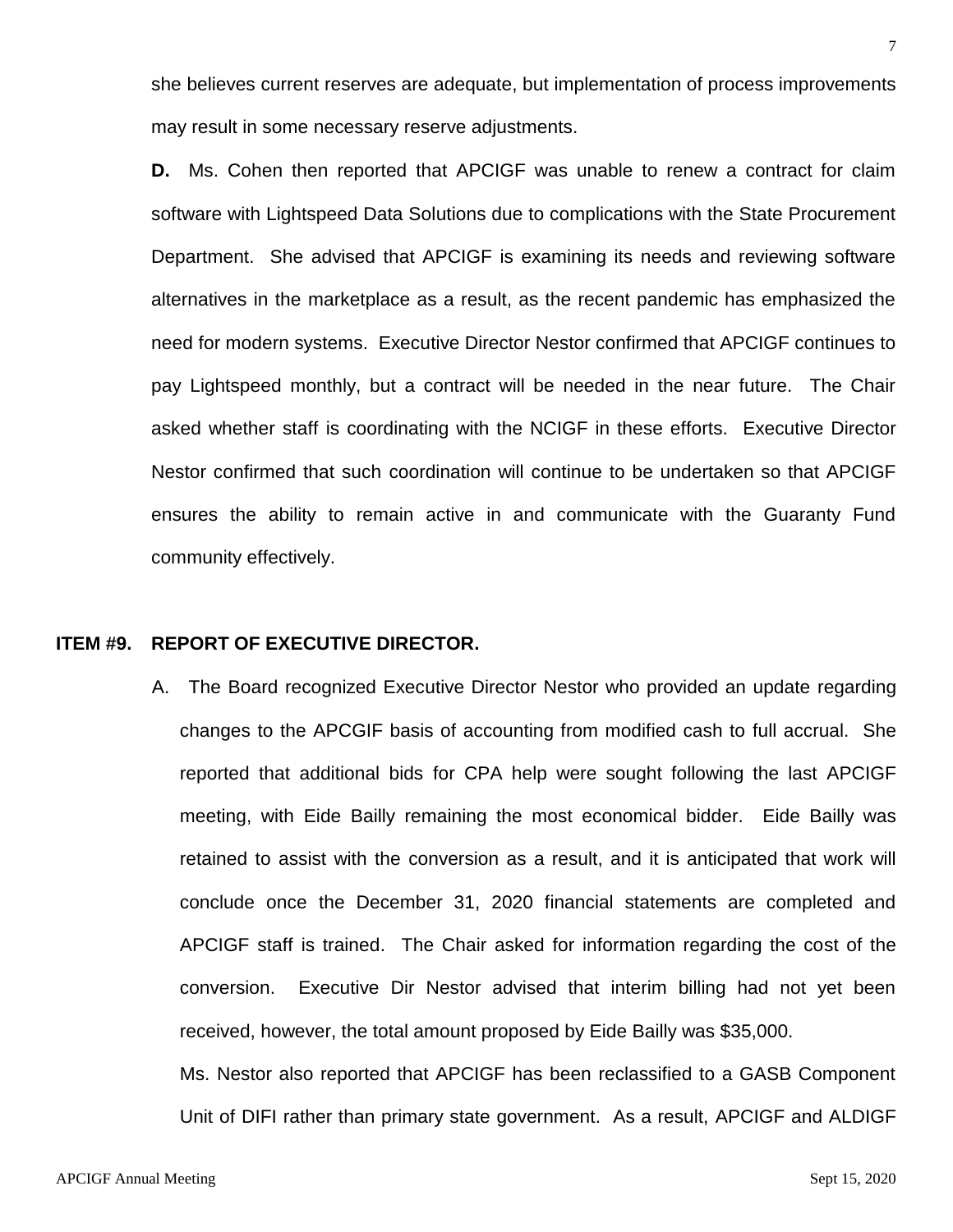she believes current reserves are adequate, but implementation of process improvements may result in some necessary reserve adjustments.

**D.** Ms. Cohen then reported that APCIGF was unable to renew a contract for claim software with Lightspeed Data Solutions due to complications with the State Procurement Department. She advised that APCIGF is examining its needs and reviewing software alternatives in the marketplace as a result, as the recent pandemic has emphasized the need for modern systems. Executive Director Nestor confirmed that APCIGF continues to pay Lightspeed monthly, but a contract will be needed in the near future. The Chair asked whether staff is coordinating with the NCIGF in these efforts. Executive Director Nestor confirmed that such coordination will continue to be undertaken so that APCIGF ensures the ability to remain active in and communicate with the Guaranty Fund community effectively.

**ITEM #9. REPORT OF EXECUTIVE DIRECTOR.**

A. The Board recognized Executive Director Nestor who provided an update regarding changes to the APCGIF basis of accounting from modified cash to full accrual. She reported that additional bids for CPA help were sought following the last APCIGF meeting, with Eide Bailly remaining the most economical bidder. Eide Bailly was retained to assist with the conversion as a result, and it is anticipated that work will conclude once the December 31, 2020 financial statements are completed and APCIGF staff is trained. The Chair asked for information regarding the cost of the conversion. Executive Dir Nestor advised that interim billing had not yet been received, however, the total amount proposed by Eide Bailly was $35,000.

Ms. Nestor also reported that APCIGF has been reclassified to a GASB Component Unit of DIFI rather than primary state government. As a result, APCIGF and ALDIGF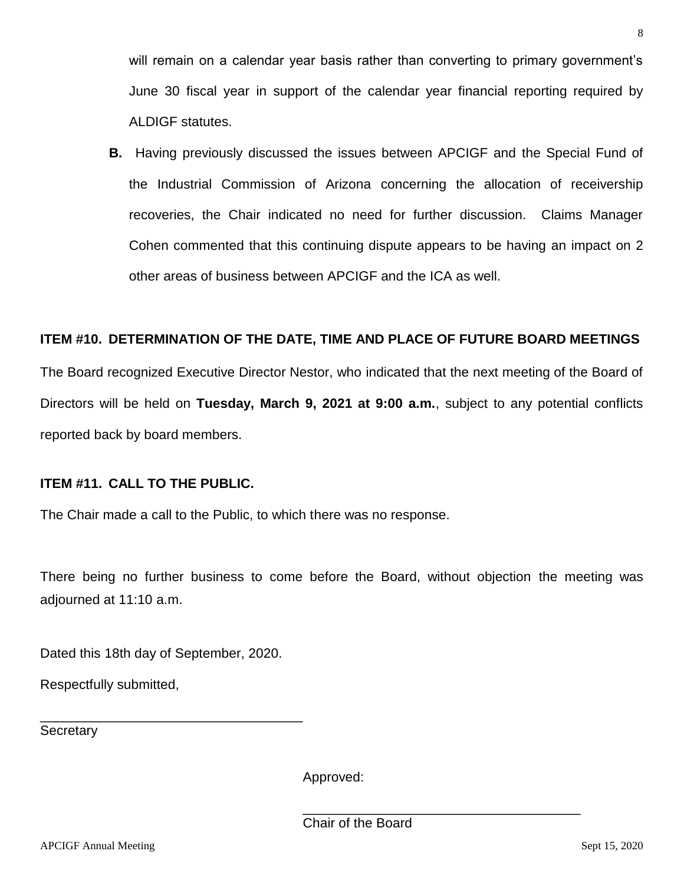will remain on a calendar year basis rather than converting to primary government's June 30 fiscal year in support of the calendar year financial reporting required by ALDIGF statutes.

**B.** Having previously discussed the issues between APCIGF and the Special Fund of the Industrial Commission of Arizona concerning the allocation of receivership recoveries, the Chair indicated no need for further discussion. Claims Manager Cohen commented that this continuing dispute appears to be having an impact on 2 other areas of business between APCIGF and the ICA as well.

**ITEM #10. DETERMINATION OF THE DATE, TIME AND PLACE OF FUTURE BOARD MEETINGS**

The Board recognized Executive Director Nestor, who indicated that the next meeting of the Board of Directors will be held on **Tuesday, March 9, 2021 at 9:00 a.m.**, subject to any potential conflicts reported back by board members.

**ITEM #11. CALL TO THE PUBLIC.**

The Chair made a call to the Public, to which there was no response.

There being no further business to come before the Board, without objection the meeting was adjourned at 11:10 a.m.

Dated this 18th day of September, 2020.

Respectfully submitted,

____________________________________
Secretary

Approved:

______________________________________
Chair of the Board